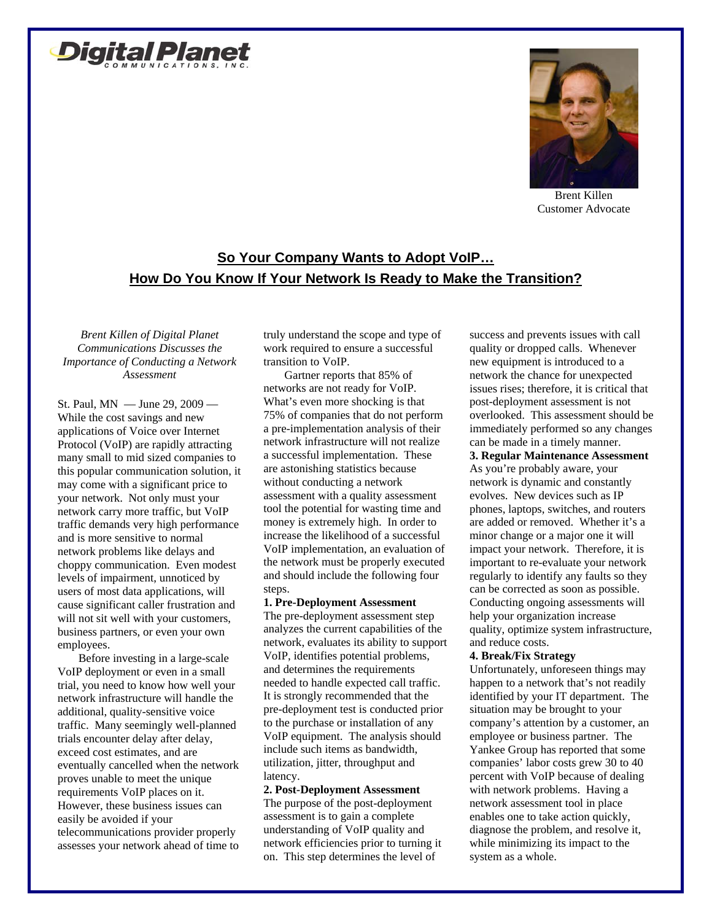Digital Planet Communications, Inc.

Brent Killen
Customer Advocate

## So Your Company Wants to Adopt VoIP… How Do You Know If Your Network Is Ready to Make the Transition?

*Brent Killen of Digital Planet Communications Discusses the Importance of Conducting a Network Assessment*

St. Paul, MN — June 29, 2009 — While the cost savings and new applications of Voice over Internet Protocol (VoIP) are rapidly attracting many small to mid sized companies to this popular communication solution, it may come with a significant price to your network. Not only must your network carry more traffic, but VoIP traffic demands very high performance and is more sensitive to normal network problems like delays and choppy communication. Even modest levels of impairment, unnoticed by users of most data applications, will cause significant caller frustration and will not sit well with your customers, business partners, or even your own employees.

Before investing in a large-scale VoIP deployment or even in a small trial, you need to know how well your network infrastructure will handle the additional, quality-sensitive voice traffic. Many seemingly well-planned trials encounter delay after delay, exceed cost estimates, and are eventually cancelled when the network proves unable to meet the unique requirements VoIP places on it. However, these business issues can easily be avoided if your telecommunications provider properly assesses your network ahead of time to truly understand the scope and type of work required to ensure a successful transition to VoIP.

Gartner reports that 85% of networks are not ready for VoIP. What's even more shocking is that 75% of companies that do not perform a pre-implementation analysis of their network infrastructure will not realize a successful implementation. These are astonishing statistics because without conducting a network assessment with a quality assessment tool the potential for wasting time and money is extremely high. In order to increase the likelihood of a successful VoIP implementation, an evaluation of the network must be properly executed and should include the following four steps.

**1. Pre-Deployment Assessment**
The pre-deployment assessment step analyzes the current capabilities of the network, evaluates its ability to support VoIP, identifies potential problems, and determines the requirements needed to handle expected call traffic. It is strongly recommended that the pre-deployment test is conducted prior to the purchase or installation of any VoIP equipment. The analysis should include such items as bandwidth, utilization, jitter, throughput and latency.

**2. Post-Deployment Assessment**
The purpose of the post-deployment assessment is to gain a complete understanding of VoIP quality and network efficiencies prior to turning it on. This step determines the level of success and prevents issues with call quality or dropped calls. Whenever new equipment is introduced to a network the chance for unexpected issues rises; therefore, it is critical that post-deployment assessment is not overlooked. This assessment should be immediately performed so any changes can be made in a timely manner.

**3. Regular Maintenance Assessment**
As you're probably aware, your network is dynamic and constantly evolves. New devices such as IP phones, laptops, switches, and routers are added or removed. Whether it's a minor change or a major one it will impact your network. Therefore, it is important to re-evaluate your network regularly to identify any faults so they can be corrected as soon as possible. Conducting ongoing assessments will help your organization increase quality, optimize system infrastructure, and reduce costs.

**4. Break/Fix Strategy**
Unfortunately, unforeseen things may happen to a network that's not readily identified by your IT department. The situation may be brought to your company's attention by a customer, an employee or business partner. The Yankee Group has reported that some companies' labor costs grew 30 to 40 percent with VoIP because of dealing with network problems. Having a network assessment tool in place enables one to take action quickly, diagnose the problem, and resolve it, while minimizing its impact to the system as a whole.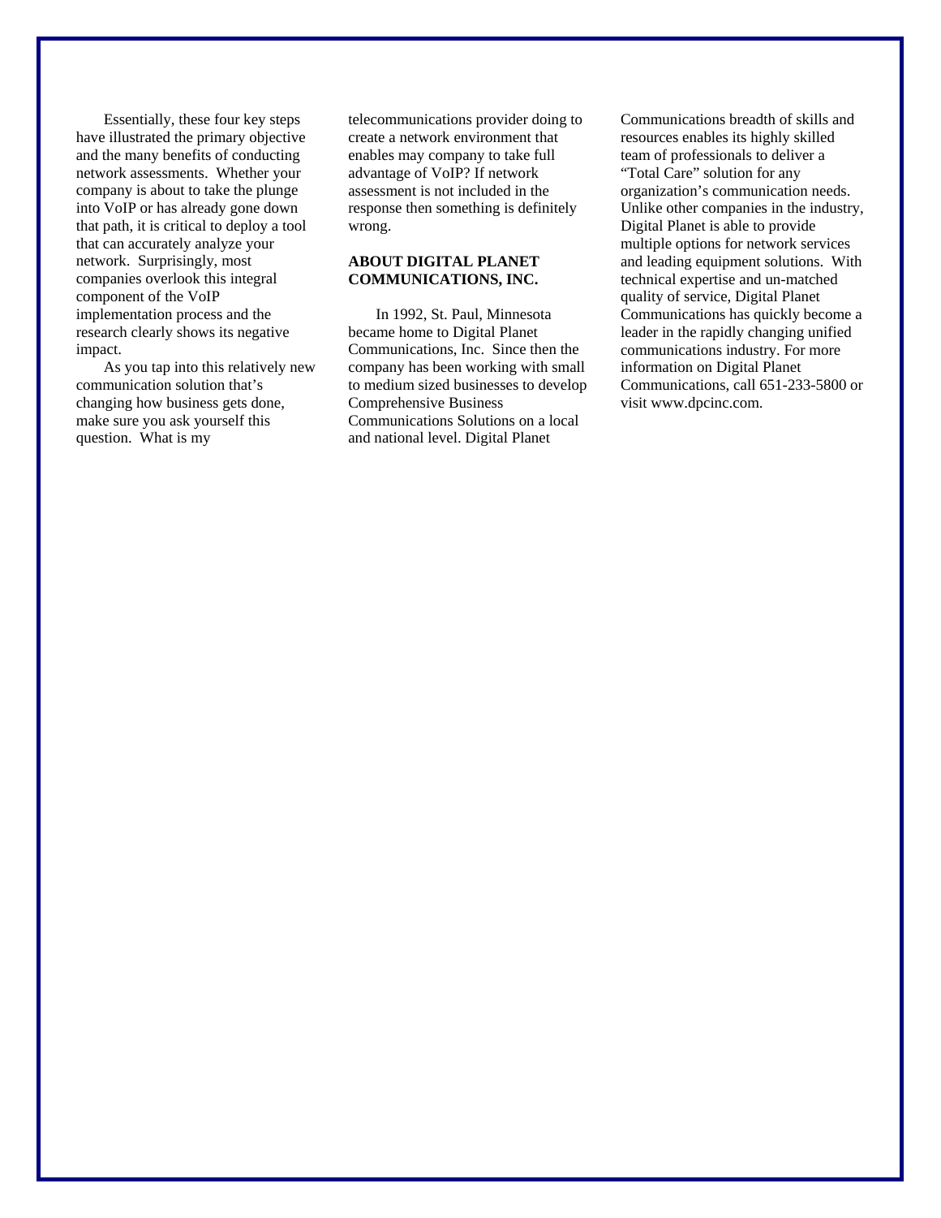Essentially, these four key steps have illustrated the primary objective and the many benefits of conducting network assessments. Whether your company is about to take the plunge into VoIP or has already gone down that path, it is critical to deploy a tool that can accurately analyze your network. Surprisingly, most companies overlook this integral component of the VoIP implementation process and the research clearly shows its negative impact.

As you tap into this relatively new communication solution that's changing how business gets done, make sure you ask yourself this question. What is my telecommunications provider doing to create a network environment that enables may company to take full advantage of VoIP? If network assessment is not included in the response then something is definitely wrong.

**ABOUT DIGITAL PLANET COMMUNICATIONS, INC.**

In 1992, St. Paul, Minnesota became home to Digital Planet Communications, Inc. Since then the company has been working with small to medium sized businesses to develop Comprehensive Business Communications Solutions on a local and national level. Digital Planet Communications breadth of skills and resources enables its highly skilled team of professionals to deliver a "Total Care" solution for any organization's communication needs. Unlike other companies in the industry, Digital Planet is able to provide multiple options for network services and leading equipment solutions. With technical expertise and un-matched quality of service, Digital Planet Communications has quickly become a leader in the rapidly changing unified communications industry. For more information on Digital Planet Communications, call 651-233-5800 or visit www.dpcinc.com.